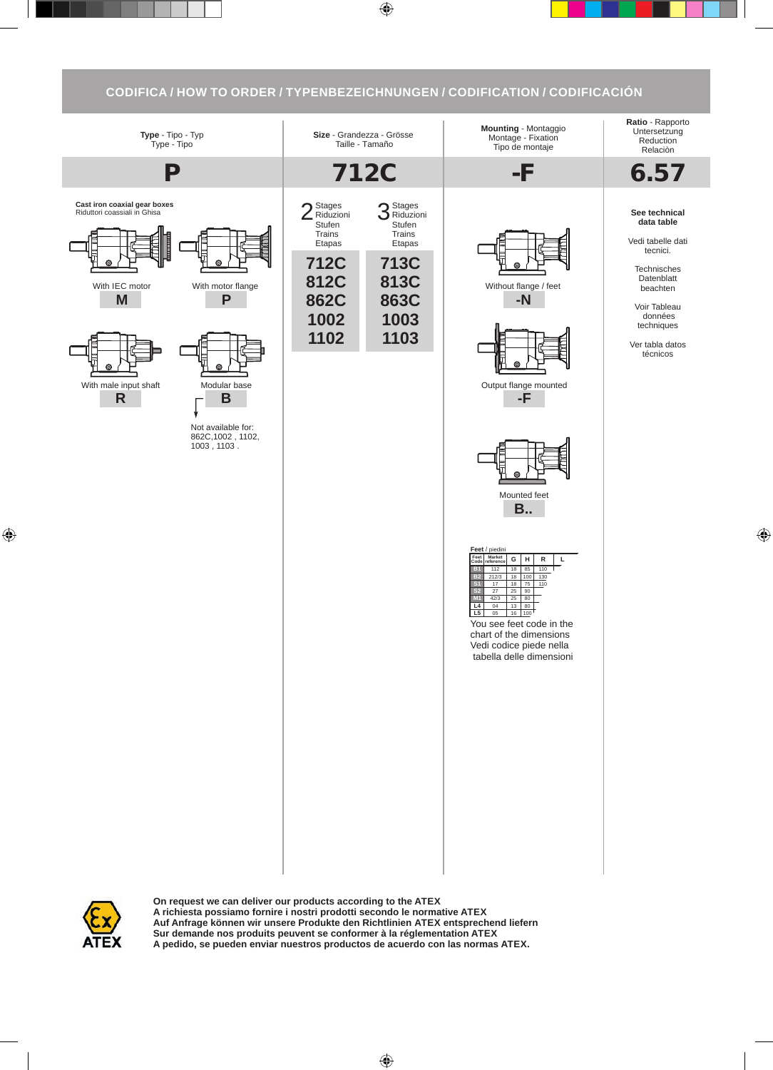# CODIFICA / HOW TO ORDER / TYPENBEZEICHNUNGEN / CODIFICATION / CODIFICACIÓN

| **Type** - Tipo - Typ Type - Tipo | **Size** - Grandezza - Grösse Taille - Tamaño | **Mounting** - Montaggio Montage - Fixation Tipo de montaje | **Ratio** - Rapporto Untersetzung Reduction Relaciòn |
|---|---|---|---|
| **P** | **712C** | **-F** | **6.57** |

## Type

**Cast iron coaxial gear boxes**
Riduttori coassiali in Ghisa

- With IEC motor — **M**
- With motor flange — **P**
- With male input shaft — **R**
- Modular base — **B**

Not available for: 862C,1002 , 1102, 1003 , 1103 .

## Size

| 2 Stages Riduzioni Stufen Trains Etapas | 3 Stages Riduzioni Stufen Trains Etapas |
|---|---|
| 712C | 713C |
| 812C | 813C |
| 862C | 863C |
| 1002 | 1003 |
| 1102 | 1103 |

## Mounting

- Without flange / feet — **-N**
- Output flange mounted — **-F**
- Mounted feet — **B..**

**Feet** / piedini

| Feet Code | Market reference | G | H | R | L |
|---|---|---|---|---|---|
| B1 | 112 | 18 | 85 | 110 | |
| B2 | 212/3 | 18 | 100 | 130 | |
| S1 | 17 | 18 | 75 | 110 | |
| S2 | 27 | 25 | 90 | | |
| M1 | 42/3 | 25 | 80 | | |
| L4 | 04 | 13 | 80 | | |
| L5 | 05 | 16 | 100 | | |

You see feet code in the chart of the dimensions
Vedi codice piede nella tabella delle dimensioni

## Ratio

**See technical data table**

Vedi tabelle dati tecnici.

Technisches Datenblatt beachten

Voir Tableau données techniques

Ver tabla datos técnicos

---

**On request we can deliver our products according to the ATEX**
**A richiesta possiamo fornire i nostri prodotti secondo le normative ATEX**
**Auf Anfrage können wir unsere Produkte den Richtlinien ATEX entsprechend liefern**
**Sur demande nos produits peuvent se conformer à la réglementation ATEX**
**A pedido, se pueden enviar nuestros productos de acuerdo con las normas ATEX.**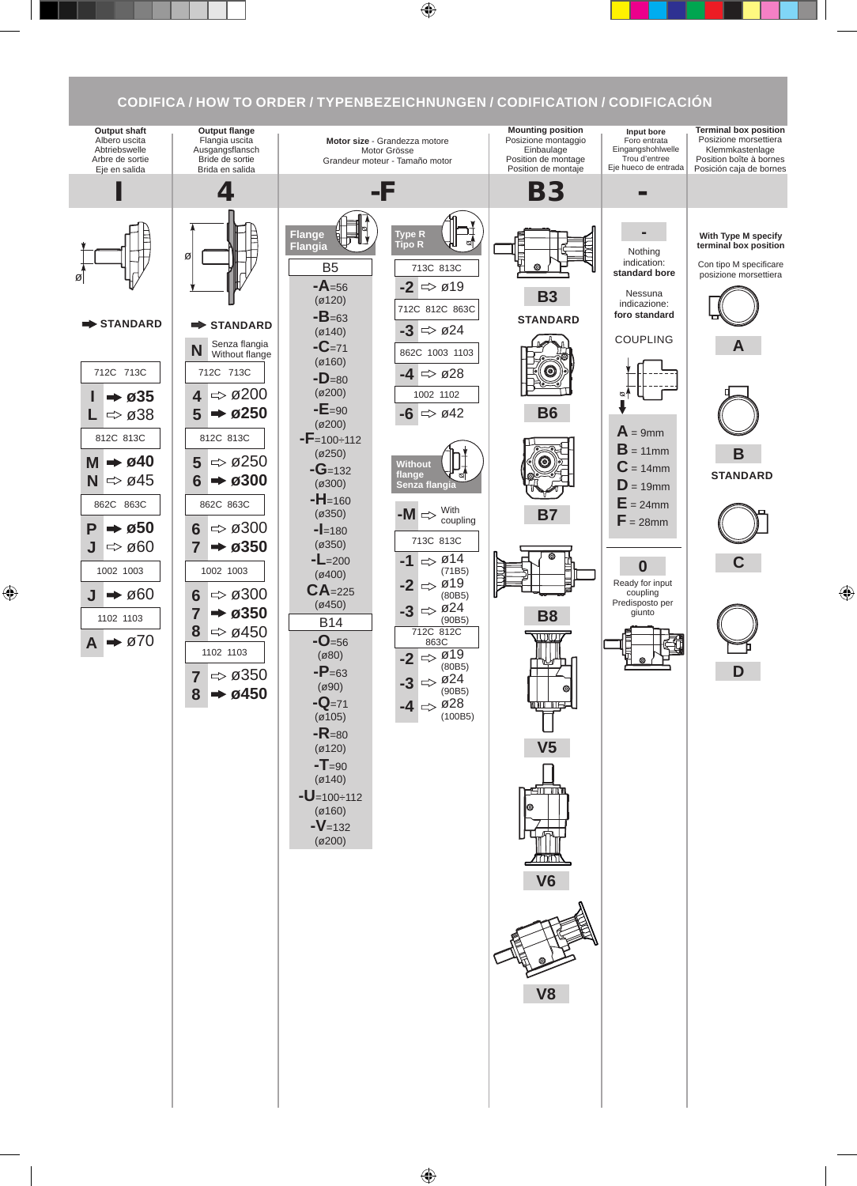# CODIFICA / HOW TO ORDER / TYPENBEZEICHNUNGEN / CODIFICATION / CODIFICACIÓN

| Output shaft<br>Albero uscita<br>Abtriebswelle<br>Arbre de sortie<br>Eje en salida | Output flange<br>Flangia uscita<br>Ausgangsflansch<br>Bride de sortie<br>Brida en salida | **Motor size** - Grandezza motore<br>Motor Grösse<br>Grandeur moteur - Tamaño motor | Mounting position<br>Posizione montaggio<br>Einbaulage<br>Position de montage<br>Posición de montaje | Input bore<br>Foro entrata<br>Eingangshohlwelle<br>Trou d'entree<br>Eje hueco de entrada | Terminal box position<br>Posizione morsettiera<br>Klemmkastenlage<br>Position boîte à bornes<br>Posición caja de bornes |
|---|---|---|---|---|---|
| **I** | **4** | **-F** | **B3** | **-** | |

## Output shaft

➡ STANDARD

**712C 713C**
- **I** ➡ **ø35**
- **L** ⇨ ø38

**812C 813C**
- **M** ➡ **ø40**
- **N** ⇨ ø45

**862C 863C**
- **P** ➡ **ø50**
- **J** ⇨ ø60

**1002 1003**
- **J** ➡ ø60

**1102 1103**
- **A** ➡ ø70

## Output flange

➡ STANDARD

**N** Senza flangia / Without flange

**712C 713C**
- **4** ⇨ ø200
- **5** ➡ **ø250**

**812C 813C**
- **5** ⇨ ø250
- **6** ➡ **ø300**

**862C 863C**
- **6** ⇨ ø300
- **7** ➡ **ø350**

**1002 1003**
- **6** ⇨ ø300
- **7** ➡ **ø350**
- **8** ⇨ ø450

**1102 1103**
- **7** ⇨ ø350
- **8** ➡ **ø450**

## Motor size

**Flange / Flangia**

**B5**
- **-A**=56 (ø120)
- **-B**=63 (ø140)
- **-C**=71 (ø160)
- **-D**=80 (ø200)
- **-E**=90 (ø200)
- **-F**=100÷112 (ø250)
- **-G**=132 (ø300)
- **-H**=160 (ø350)
- **-I**=180 (ø350)
- **-L**=200 (ø400)
- **CA**=225 (ø450)

**B14**
- **-O**=56 (ø80)
- **-P**=63 (ø90)
- **-Q**=71 (ø105)
- **-R**=80 (ø120)
- **-T**=90 (ø140)
- **-U**=100÷112 (ø160)
- **-V**=132 (ø200)

**Type R / Tipo R**

**713C 813C**
- **-2** ⇨ ø19

**712C 812C 863C**
- **-3** ⇨ ø24

**862C 1003 1103**
- **-4** ⇨ ø28

**1002 1102**
- **-6** ⇨ ø42

**Without flange / Senza flangia**

- **-M** ⇨ With coupling

**713C 813C**
- **-1** ⇨ ø14 (71B5)
- **-2** ⇨ ø19 (80B5)
- **-3** ⇨ ø24 (90B5)

**712C 812C 863C**
- **-2** ⇨ ø19 (80B5)
- **-3** ⇨ ø24 (90B5)
- **-4** ⇨ ø28 (100B5)

## Mounting position

- **B3** STANDARD
- **B6**
- **B7**
- **B8**
- **V5**
- **V6**
- **V8**

## Input bore

**-**

Nothing indication: **standard bore**

Nessuna indicazione: **foro standard**

COUPLING

- **A** = 9mm
- **B** = 11mm
- **C** = 14mm
- **D** = 19mm
- **E** = 24mm
- **F** = 28mm

**0**

Ready for input coupling

Predisposto per giunto

## Terminal box position

**With Type M specify terminal box position**

Con tipo M specificare posizione morsettiera

- **A**
- **B** STANDARD
- **C**
- **D**